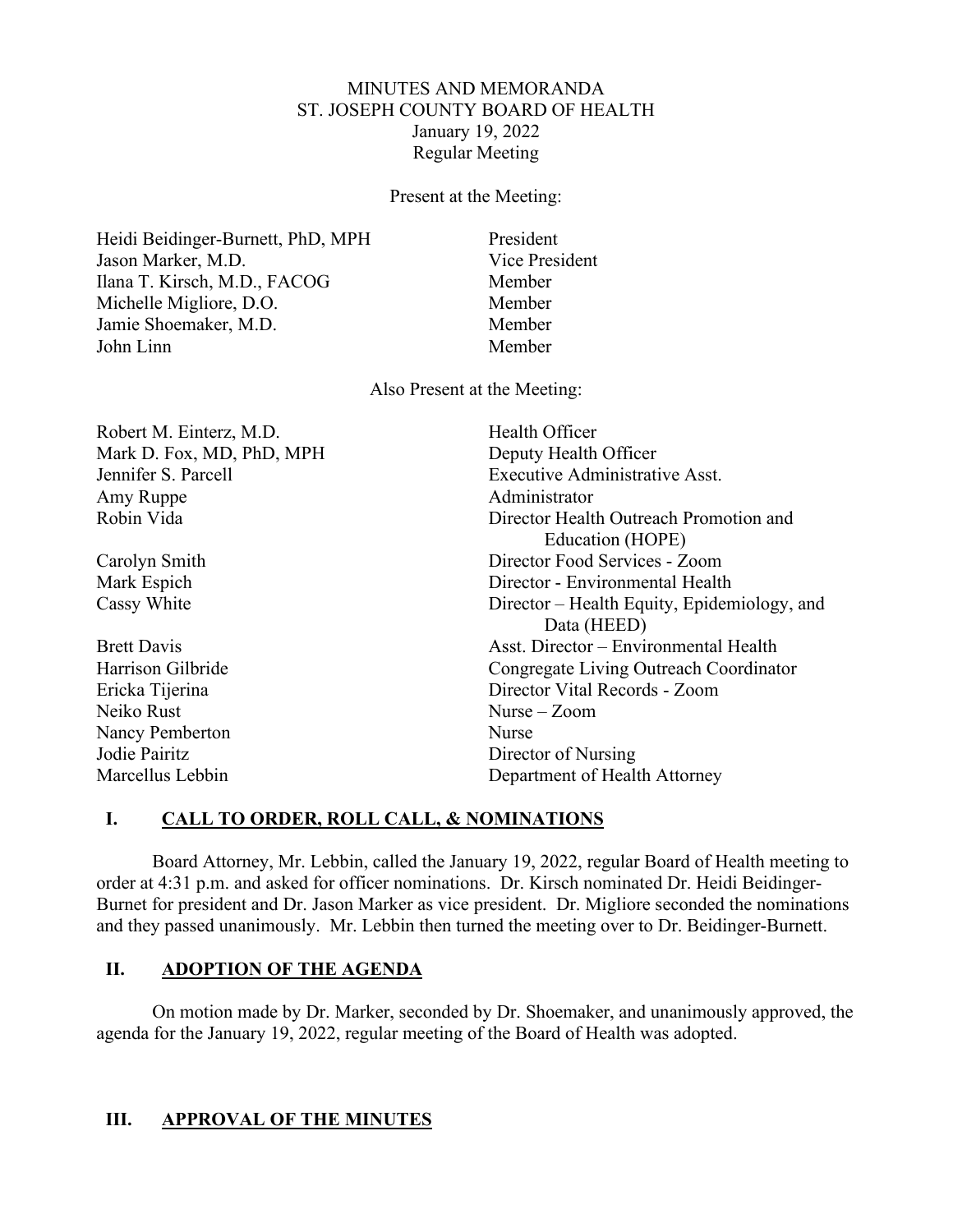MINUTES AND MEMORANDA
ST. JOSEPH COUNTY BOARD OF HEALTH
January 19, 2022
Regular Meeting

Present at the Meeting:

| | |
|---|---|
| Heidi Beidinger-Burnett, PhD, MPH | President |
| Jason Marker, M.D. | Vice President |
| Ilana T. Kirsch, M.D., FACOG | Member |
| Michelle Migliore, D.O. | Member |
| Jamie Shoemaker, M.D. | Member |
| John Linn | Member |

Also Present at the Meeting:

| | |
|---|---|
| Robert M. Einterz, M.D. | Health Officer |
| Mark D. Fox, MD, PhD, MPH | Deputy Health Officer |
| Jennifer S. Parcell | Executive Administrative Asst. |
| Amy Ruppe | Administrator |
| Robin Vida | Director Health Outreach Promotion and Education (HOPE) |
| Carolyn Smith | Director Food Services - Zoom |
| Mark Espich | Director - Environmental Health |
| Cassy White | Director – Health Equity, Epidemiology, and Data (HEED) |
| Brett Davis | Asst. Director – Environmental Health |
| Harrison Gilbride | Congregate Living Outreach Coordinator |
| Ericka Tijerina | Director Vital Records - Zoom |
| Neiko Rust | Nurse – Zoom |
| Nancy Pemberton | Nurse |
| Jodie Pairitz | Director of Nursing |
| Marcellus Lebbin | Department of Health Attorney |

## I. CALL TO ORDER, ROLL CALL, & NOMINATIONS

Board Attorney, Mr. Lebbin, called the January 19, 2022, regular Board of Health meeting to order at 4:31 p.m. and asked for officer nominations. Dr. Kirsch nominated Dr. Heidi Beidinger-Burnet for president and Dr. Jason Marker as vice president. Dr. Migliore seconded the nominations and they passed unanimously. Mr. Lebbin then turned the meeting over to Dr. Beidinger-Burnett.

## II. ADOPTION OF THE AGENDA

On motion made by Dr. Marker, seconded by Dr. Shoemaker, and unanimously approved, the agenda for the January 19, 2022, regular meeting of the Board of Health was adopted.

## III. APPROVAL OF THE MINUTES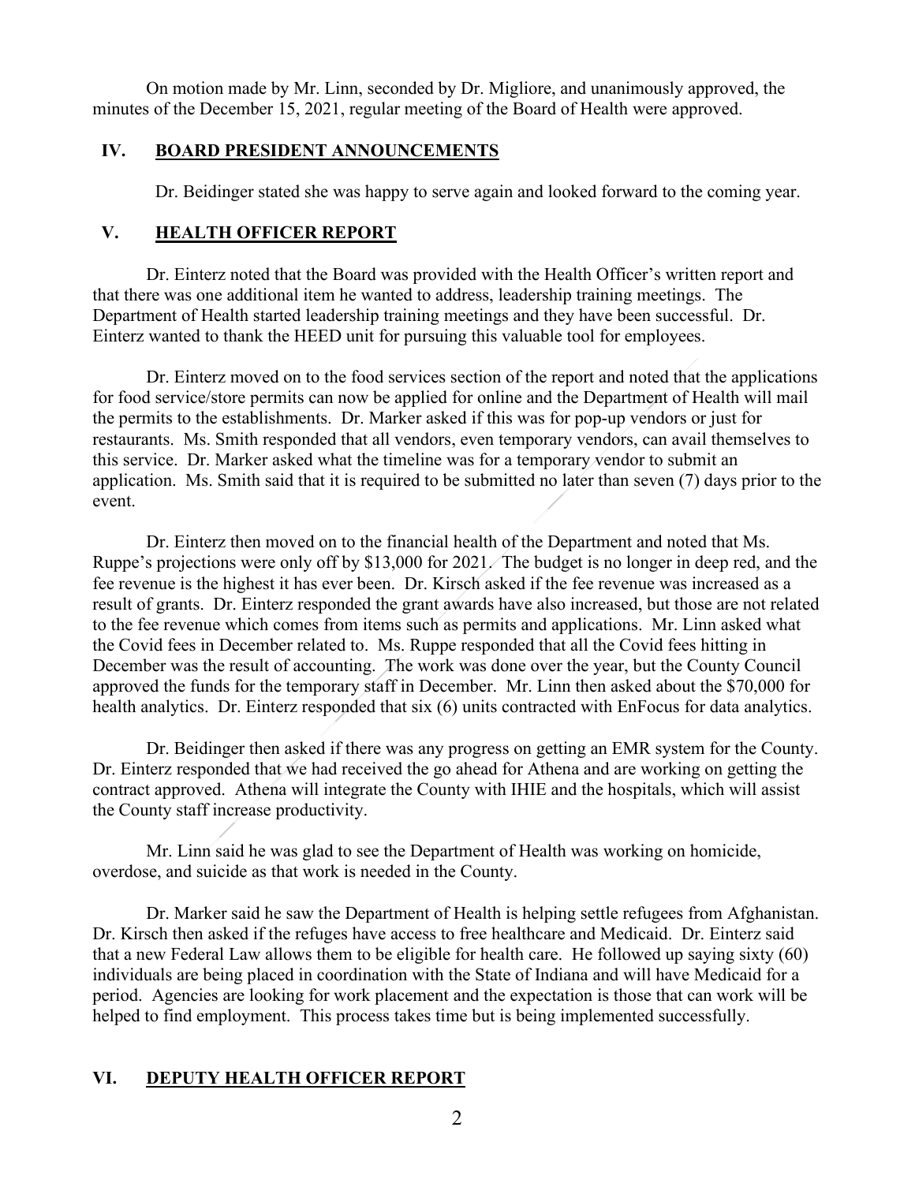On motion made by Mr. Linn, seconded by Dr. Migliore, and unanimously approved, the minutes of the December 15, 2021, regular meeting of the Board of Health were approved.

## IV. BOARD PRESIDENT ANNOUNCEMENTS

Dr. Beidinger stated she was happy to serve again and looked forward to the coming year.

## V. HEALTH OFFICER REPORT

Dr. Einterz noted that the Board was provided with the Health Officer's written report and that there was one additional item he wanted to address, leadership training meetings. The Department of Health started leadership training meetings and they have been successful. Dr. Einterz wanted to thank the HEED unit for pursuing this valuable tool for employees.

Dr. Einterz moved on to the food services section of the report and noted that the applications for food service/store permits can now be applied for online and the Department of Health will mail the permits to the establishments. Dr. Marker asked if this was for pop-up vendors or just for restaurants. Ms. Smith responded that all vendors, even temporary vendors, can avail themselves to this service. Dr. Marker asked what the timeline was for a temporary vendor to submit an application. Ms. Smith said that it is required to be submitted no later than seven (7) days prior to the event.

Dr. Einterz then moved on to the financial health of the Department and noted that Ms. Ruppe's projections were only off by $13,000 for 2021. The budget is no longer in deep red, and the fee revenue is the highest it has ever been. Dr. Kirsch asked if the fee revenue was increased as a result of grants. Dr. Einterz responded the grant awards have also increased, but those are not related to the fee revenue which comes from items such as permits and applications. Mr. Linn asked what the Covid fees in December related to. Ms. Ruppe responded that all the Covid fees hitting in December was the result of accounting. The work was done over the year, but the County Council approved the funds for the temporary staff in December. Mr. Linn then asked about the $70,000 for health analytics. Dr. Einterz responded that six (6) units contracted with EnFocus for data analytics.

Dr. Beidinger then asked if there was any progress on getting an EMR system for the County. Dr. Einterz responded that we had received the go ahead for Athena and are working on getting the contract approved. Athena will integrate the County with IHIE and the hospitals, which will assist the County staff increase productivity.

Mr. Linn said he was glad to see the Department of Health was working on homicide, overdose, and suicide as that work is needed in the County.

Dr. Marker said he saw the Department of Health is helping settle refugees from Afghanistan. Dr. Kirsch then asked if the refuges have access to free healthcare and Medicaid. Dr. Einterz said that a new Federal Law allows them to be eligible for health care. He followed up saying sixty (60) individuals are being placed in coordination with the State of Indiana and will have Medicaid for a period. Agencies are looking for work placement and the expectation is those that can work will be helped to find employment. This process takes time but is being implemented successfully.

## VI. DEPUTY HEALTH OFFICER REPORT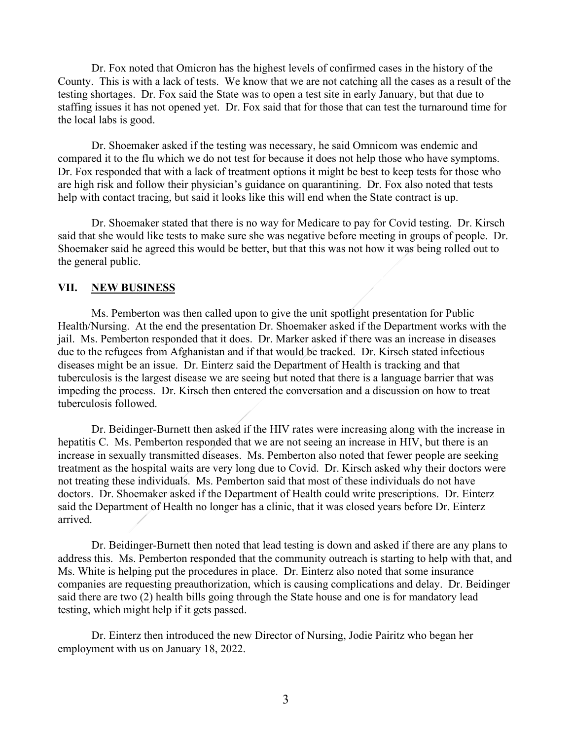Dr. Fox noted that Omicron has the highest levels of confirmed cases in the history of the County. This is with a lack of tests. We know that we are not catching all the cases as a result of the testing shortages. Dr. Fox said the State was to open a test site in early January, but that due to staffing issues it has not opened yet. Dr. Fox said that for those that can test the turnaround time for the local labs is good.

Dr. Shoemaker asked if the testing was necessary, he said Omnicom was endemic and compared it to the flu which we do not test for because it does not help those who have symptoms. Dr. Fox responded that with a lack of treatment options it might be best to keep tests for those who are high risk and follow their physician's guidance on quarantining. Dr. Fox also noted that tests help with contact tracing, but said it looks like this will end when the State contract is up.

Dr. Shoemaker stated that there is no way for Medicare to pay for Covid testing. Dr. Kirsch said that she would like tests to make sure she was negative before meeting in groups of people. Dr. Shoemaker said he agreed this would be better, but that this was not how it was being rolled out to the general public.

## VII. NEW BUSINESS

Ms. Pemberton was then called upon to give the unit spotlight presentation for Public Health/Nursing. At the end the presentation Dr. Shoemaker asked if the Department works with the jail. Ms. Pemberton responded that it does. Dr. Marker asked if there was an increase in diseases due to the refugees from Afghanistan and if that would be tracked. Dr. Kirsch stated infectious diseases might be an issue. Dr. Einterz said the Department of Health is tracking and that tuberculosis is the largest disease we are seeing but noted that there is a language barrier that was impeding the process. Dr. Kirsch then entered the conversation and a discussion on how to treat tuberculosis followed.

Dr. Beidinger-Burnett then asked if the HIV rates were increasing along with the increase in hepatitis C. Ms. Pemberton responded that we are not seeing an increase in HIV, but there is an increase in sexually transmitted diseases. Ms. Pemberton also noted that fewer people are seeking treatment as the hospital waits are very long due to Covid. Dr. Kirsch asked why their doctors were not treating these individuals. Ms. Pemberton said that most of these individuals do not have doctors. Dr. Shoemaker asked if the Department of Health could write prescriptions. Dr. Einterz said the Department of Health no longer has a clinic, that it was closed years before Dr. Einterz arrived.

Dr. Beidinger-Burnett then noted that lead testing is down and asked if there are any plans to address this. Ms. Pemberton responded that the community outreach is starting to help with that, and Ms. White is helping put the procedures in place. Dr. Einterz also noted that some insurance companies are requesting preauthorization, which is causing complications and delay. Dr. Beidinger said there are two (2) health bills going through the State house and one is for mandatory lead testing, which might help if it gets passed.

Dr. Einterz then introduced the new Director of Nursing, Jodie Pairitz who began her employment with us on January 18, 2022.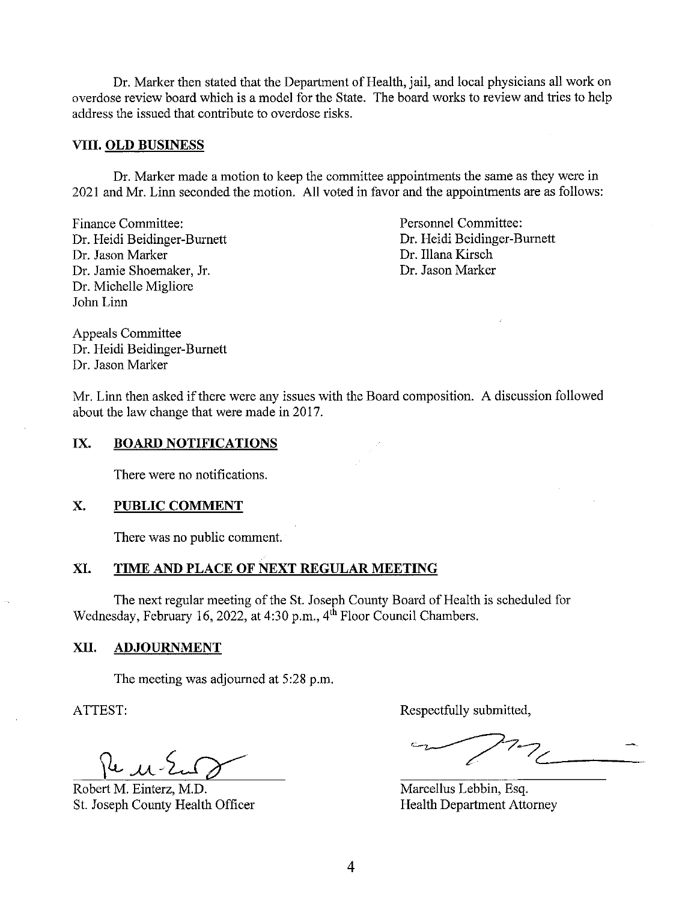Dr. Marker then stated that the Department of Health, jail, and local physicians all work on overdose review board which is a model for the State. The board works to review and tries to help address the issued that contribute to overdose risks.

## VIII. OLD BUSINESS

Dr. Marker made a motion to keep the committee appointments the same as they were in 2021 and Mr. Linn seconded the motion. All voted in favor and the appointments are as follows:

Finance Committee:
Dr. Heidi Beidinger-Burnett
Dr. Jason Marker
Dr. Jamie Shoemaker, Jr.
Dr. Michelle Migliore
John Linn

Personnel Committee:
Dr. Heidi Beidinger-Burnett
Dr. Illana Kirsch
Dr. Jason Marker

Appeals Committee
Dr. Heidi Beidinger-Burnett
Dr. Jason Marker

Mr. Linn then asked if there were any issues with the Board composition. A discussion followed about the law change that were made in 2017.

## IX. BOARD NOTIFICATIONS

There were no notifications.

## X. PUBLIC COMMENT

There was no public comment.

## XI. TIME AND PLACE OF NEXT REGULAR MEETING

The next regular meeting of the St. Joseph County Board of Health is scheduled for Wednesday, February 16, 2022, at 4:30 p.m., 4th Floor Council Chambers.

## XII. ADJOURNMENT

The meeting was adjourned at 5:28 p.m.

ATTEST:

Robert M. Einterz, M.D.
St. Joseph County Health Officer

Respectfully submitted,

Marcellus Lebbin, Esq.
Health Department Attorney